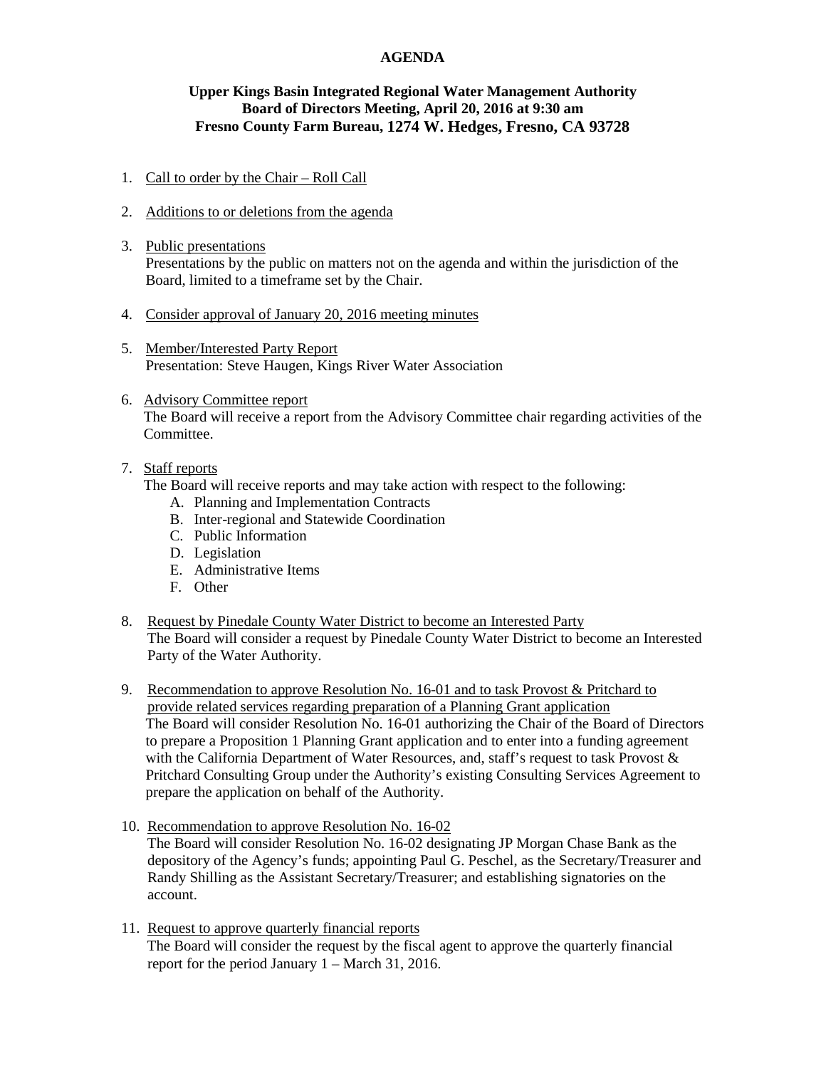# AGENDA

## Upper Kings Basin Integrated Regional Water Management Authority
## Board of Directors Meeting, April 20, 2016 at 9:30 am
## Fresno County Farm Bureau, 1274 W. Hedges, Fresno, CA 93728

1. Call to order by the Chair – Roll Call

2. Additions to or deletions from the agenda

3. Public presentations
   Presentations by the public on matters not on the agenda and within the jurisdiction of the Board, limited to a timeframe set by the Chair.

4. Consider approval of January 20, 2016 meeting minutes

5. Member/Interested Party Report
   Presentation: Steve Haugen, Kings River Water Association

6. Advisory Committee report
   The Board will receive a report from the Advisory Committee chair regarding activities of the Committee.

7. Staff reports
   The Board will receive reports and may take action with respect to the following:
   A. Planning and Implementation Contracts
   B. Inter-regional and Statewide Coordination
   C. Public Information
   D. Legislation
   E. Administrative Items
   F. Other

8. Request by Pinedale County Water District to become an Interested Party
   The Board will consider a request by Pinedale County Water District to become an Interested Party of the Water Authority.

9. Recommendation to approve Resolution No. 16-01 and to task Provost & Pritchard to provide related services regarding preparation of a Planning Grant application
   The Board will consider Resolution No. 16-01 authorizing the Chair of the Board of Directors to prepare a Proposition 1 Planning Grant application and to enter into a funding agreement with the California Department of Water Resources, and, staff's request to task Provost & Pritchard Consulting Group under the Authority's existing Consulting Services Agreement to prepare the application on behalf of the Authority.

10. Recommendation to approve Resolution No. 16-02
    The Board will consider Resolution No. 16-02 designating JP Morgan Chase Bank as the depository of the Agency's funds; appointing Paul G. Peschel, as the Secretary/Treasurer and Randy Shilling as the Assistant Secretary/Treasurer; and establishing signatories on the account.

11. Request to approve quarterly financial reports
    The Board will consider the request by the fiscal agent to approve the quarterly financial report for the period January 1 – March 31, 2016.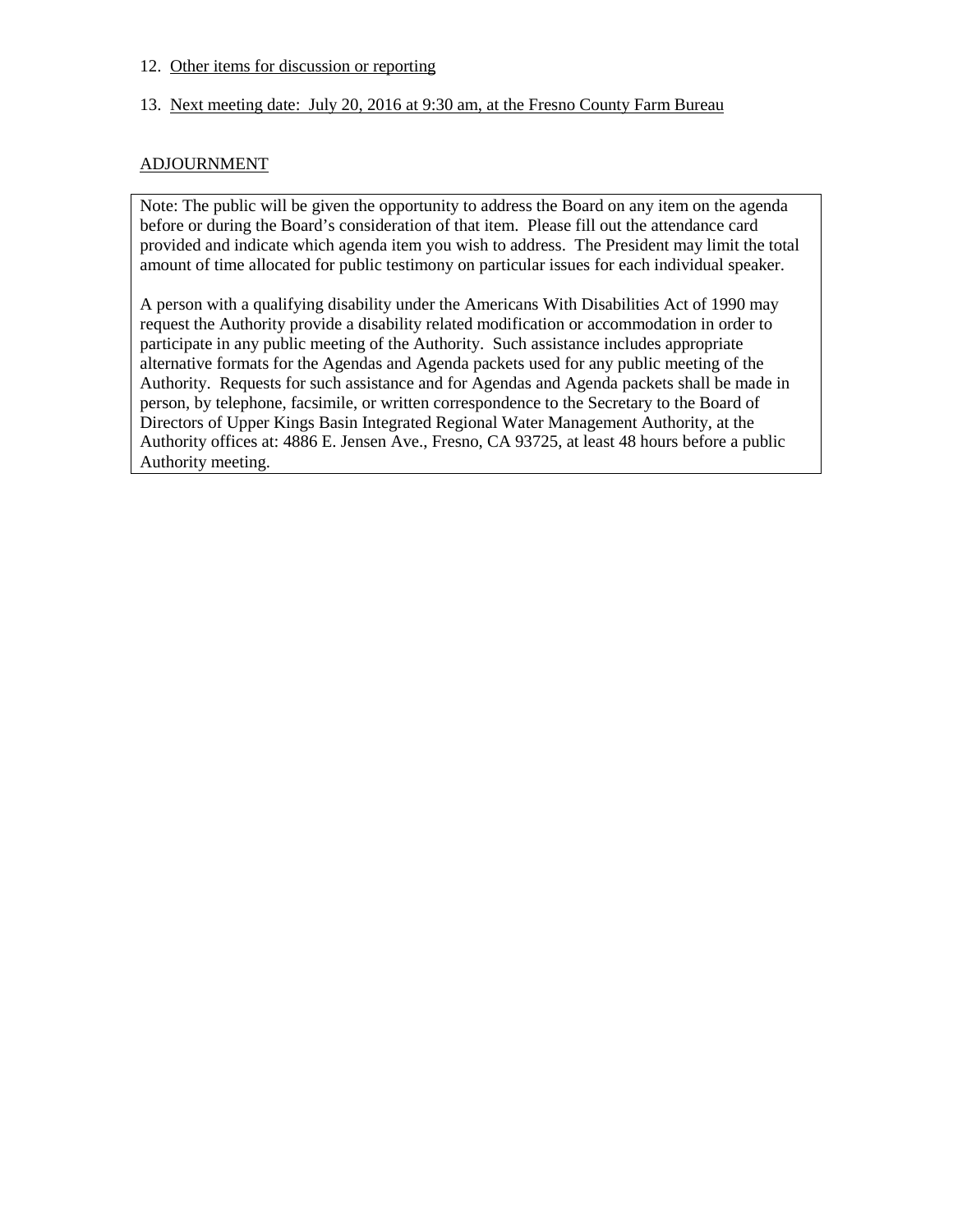12. <u>Other items for discussion or reporting</u>

13. <u>Next meeting date: July 20, 2016 at 9:30 am, at the Fresno County Farm Bureau</u>

<u>ADJOURNMENT</u>

Note: The public will be given the opportunity to address the Board on any item on the agenda before or during the Board's consideration of that item. Please fill out the attendance card provided and indicate which agenda item you wish to address. The President may limit the total amount of time allocated for public testimony on particular issues for each individual speaker.

A person with a qualifying disability under the Americans With Disabilities Act of 1990 may request the Authority provide a disability related modification or accommodation in order to participate in any public meeting of the Authority. Such assistance includes appropriate alternative formats for the Agendas and Agenda packets used for any public meeting of the Authority. Requests for such assistance and for Agendas and Agenda packets shall be made in person, by telephone, facsimile, or written correspondence to the Secretary to the Board of Directors of Upper Kings Basin Integrated Regional Water Management Authority, at the Authority offices at: 4886 E. Jensen Ave., Fresno, CA 93725, at least 48 hours before a public Authority meeting.